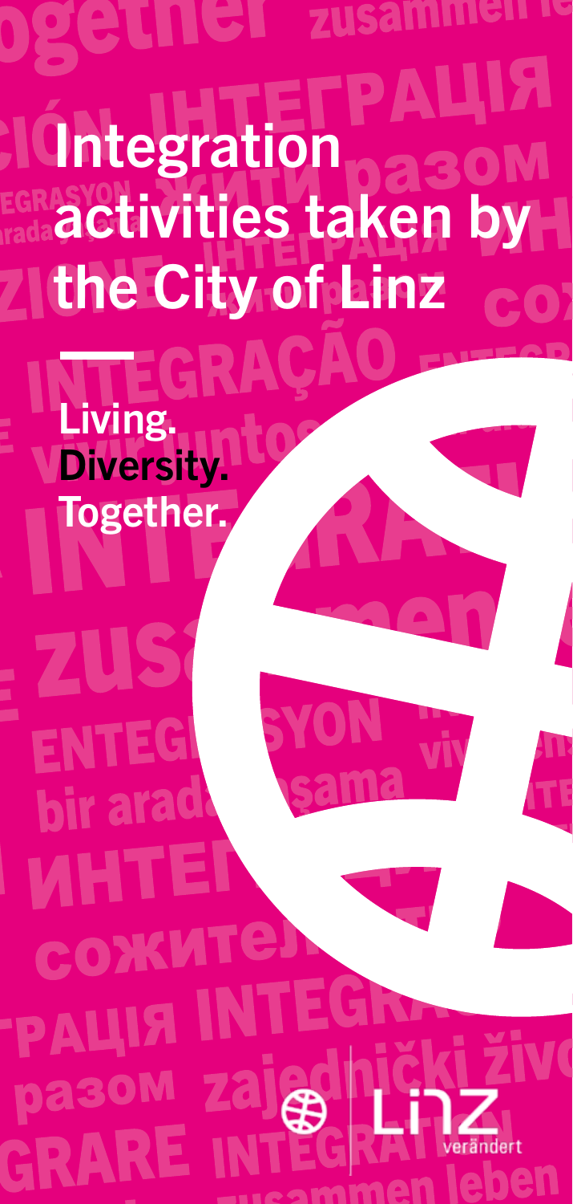# Integration activities taken by the City of Linz

Living.
**Diversity.**
Together.

Linz verändert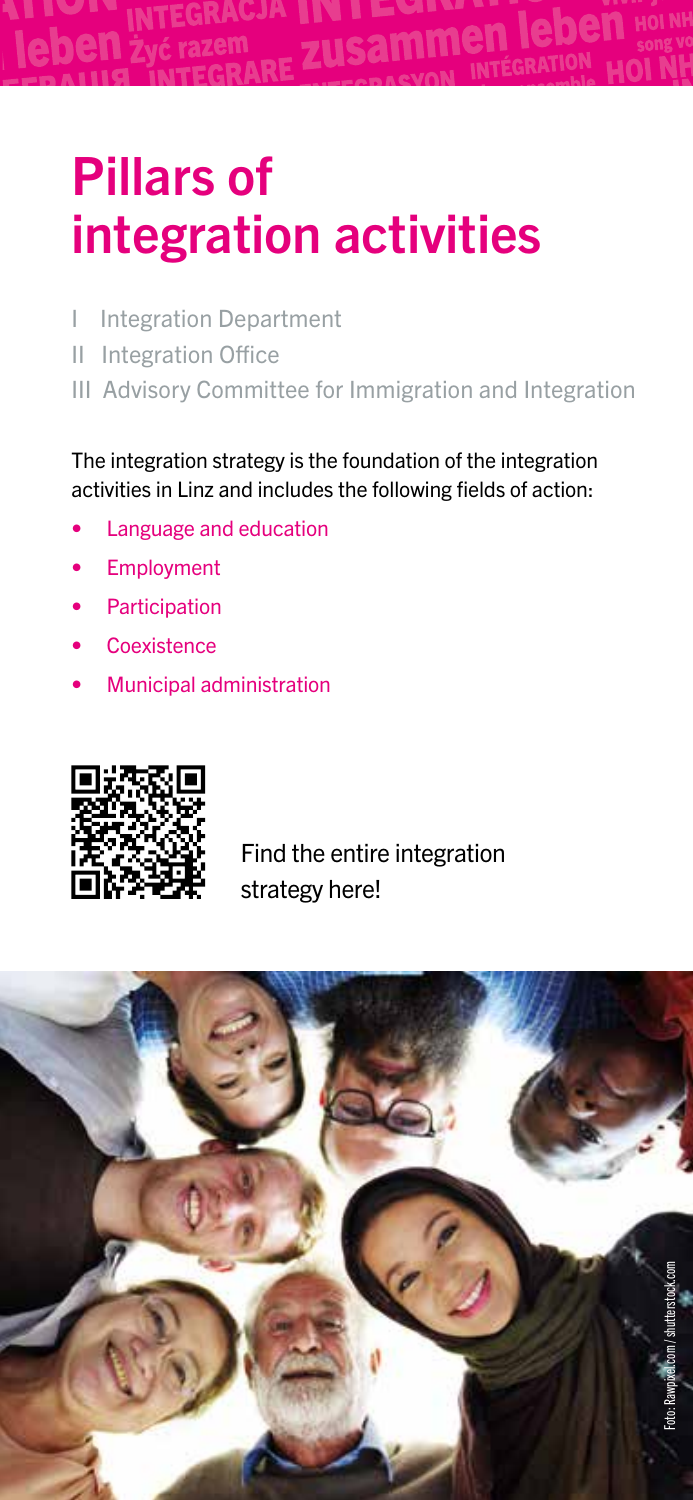# Pillars of integration activities

I Integration Department
II Integration Office
III Advisory Committee for Immigration and Integration

The integration strategy is the foundation of the integration activities in Linz and includes the following fields of action:

- Language and education
- Employment
- Participation
- Coexistence
- Municipal administration

Find the entire integration strategy here!

Foto: Rawpixel.com / shutterstock.com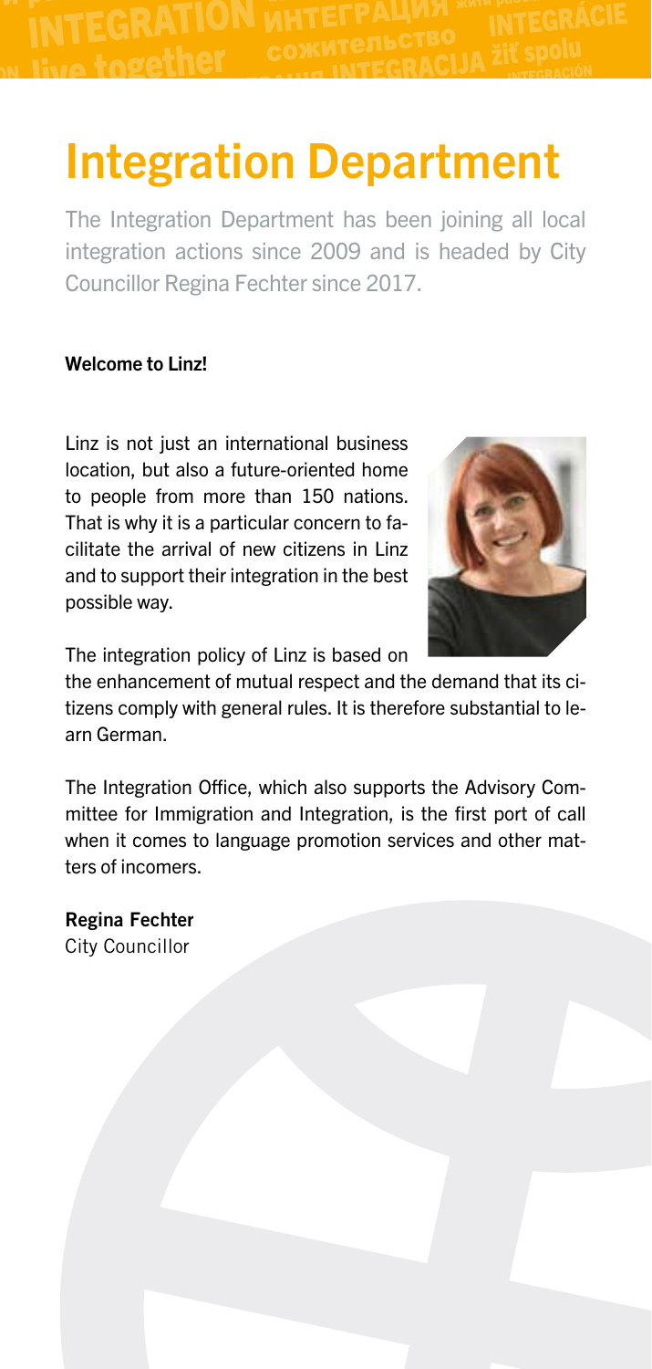# Integration Department

The Integration Department has been joining all local integration actions since 2009 and is headed by City Councillor Regina Fechter since 2017.

**Welcome to Linz!**

Linz is not just an international business location, but also a future-oriented home to people from more than 150 nations. That is why it is a particular concern to facilitate the arrival of new citizens in Linz and to support their integration in the best possible way.

The integration policy of Linz is based on the enhancement of mutual respect and the demand that its citizens comply with general rules. It is therefore substantial to learn German.

The Integration Office, which also supports the Advisory Committee for Immigration and Integration, is the first port of call when it comes to language promotion services and other matters of incomers.

**Regina Fechter**
City Councillor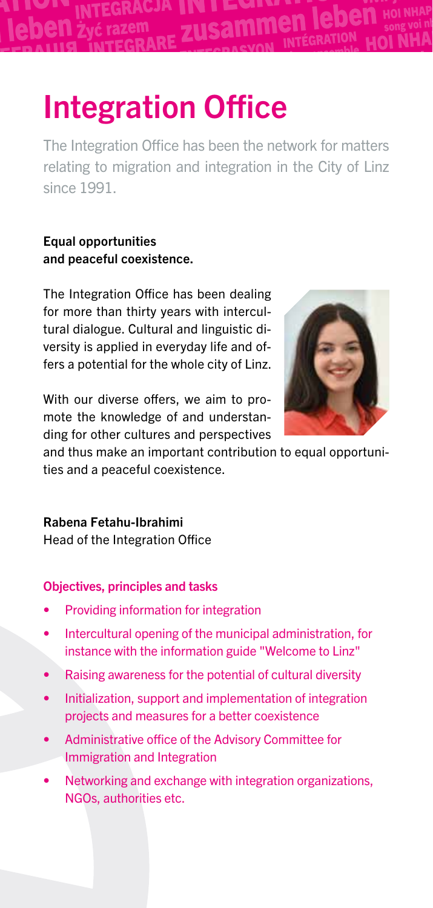# Integration Office

The Integration Office has been the network for matters relating to migration and integration in the City of Linz since 1991.

**Equal opportunities and peaceful coexistence.**

The Integration Office has been dealing for more than thirty years with intercultural dialogue. Cultural and linguistic diversity is applied in everyday life and offers a potential for the whole city of Linz.

With our diverse offers, we aim to promote the knowledge of and understanding for other cultures and perspectives and thus make an important contribution to equal opportunities and a peaceful coexistence.

**Rabena Fetahu-Ibrahimi**
Head of the Integration Office

### Objectives, principles and tasks

- Providing information for integration
- Intercultural opening of the municipal administration, for instance with the information guide "Welcome to Linz"
- Raising awareness for the potential of cultural diversity
- Initialization, support and implementation of integration projects and measures for a better coexistence
- Administrative office of the Advisory Committee for Immigration and Integration
- Networking and exchange with integration organizations, NGOs, authorities etc.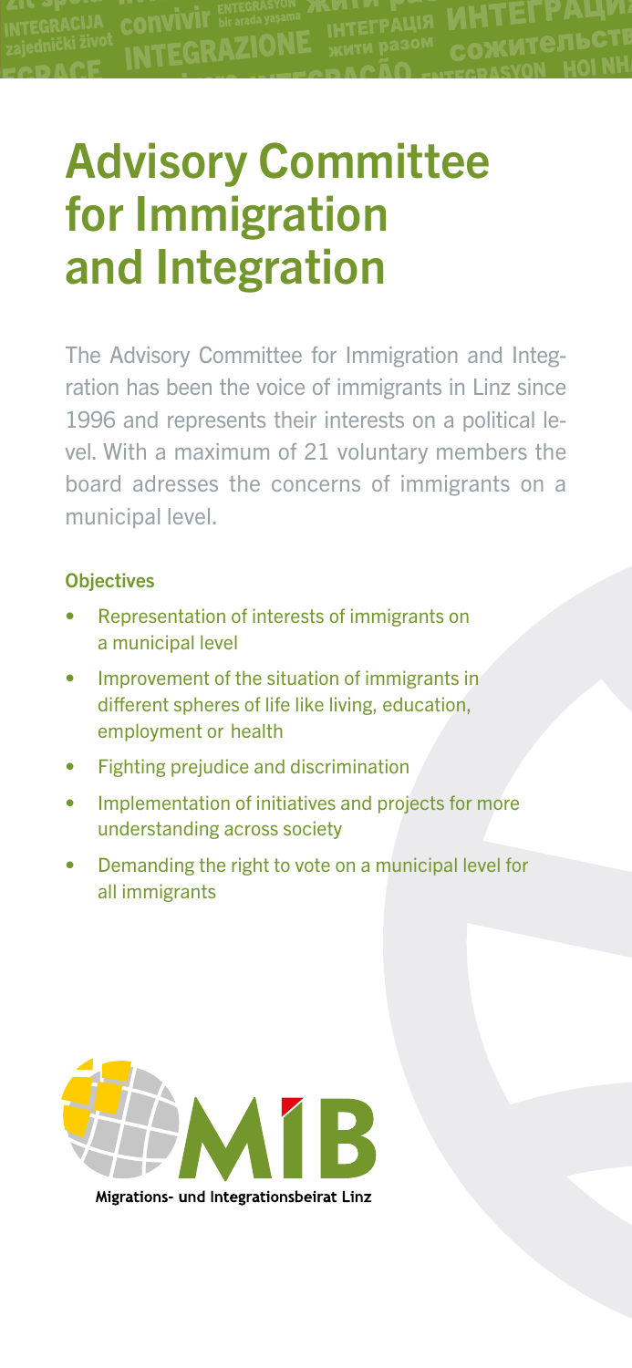# Advisory Committee for Immigration and Integration

The Advisory Committee for Immigration and Integration has been the voice of immigrants in Linz since 1996 and represents their interests on a political level. With a maximum of 21 voluntary members the board adresses the concerns of immigrants on a municipal level.

**Objectives**

- Representation of interests of immigrants on a municipal level
- Improvement of the situation of immigrants in different spheres of life like living, education, employment or health
- Fighting prejudice and discrimination
- Implementation of initiatives and projects for more understanding across society
- Demanding the right to vote on a municipal level for all immigrants

MIB

Migrations- und Integrationsbeirat Linz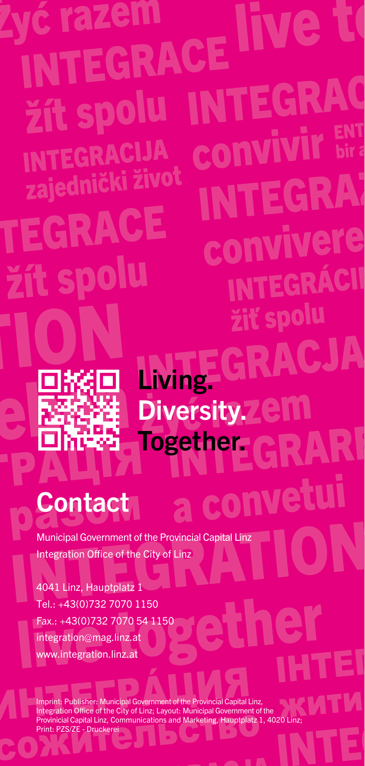Living.
Diversity.
Together.

# Contact

Municipal Government of the Provincial Capital Linz
Integration Office of the City of Linz

4041 Linz, Hauptplatz 1
Tel.: +43(0)732 7070 1150
Fax.: +43(0)732 7070 54 1150
integration@mag.linz.at
www.integration.linz.at

Imprint: Publisher: Municipal Government of the Provincial Capital Linz, Integration Office of the City of Linz; Layout: Municipal Government of the Provinicial Capital Linz, Communications and Marketing, Hauptplatz 1, 4020 Linz; Print: PZS/ZE - Druckerei